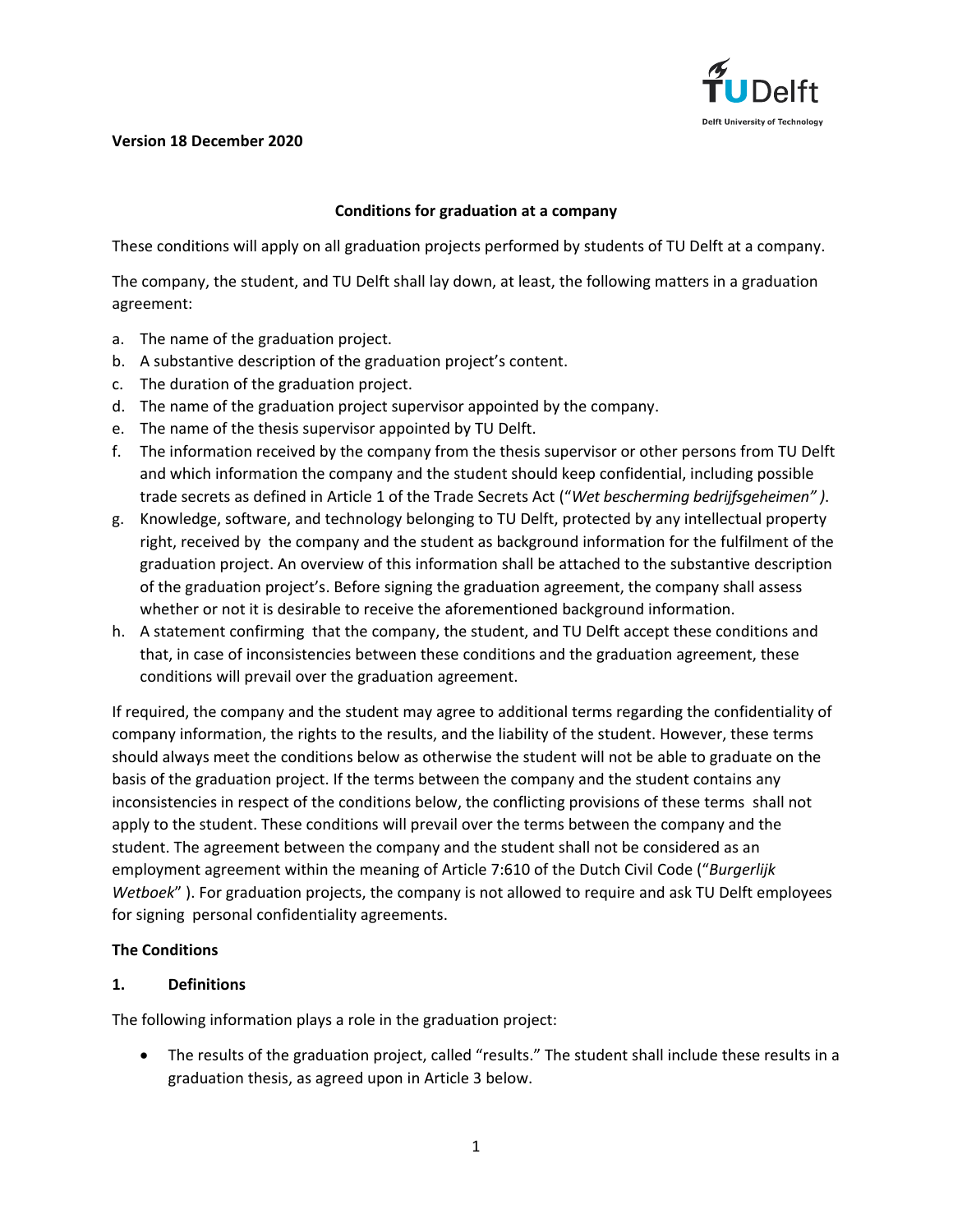**Version 18 December 2020**

## Conditions for graduation at a company

These conditions will apply on all graduation projects performed by students of TU Delft at a company.

The company, the student, and TU Delft shall lay down, at least, the following matters in a graduation agreement:

a. The name of the graduation project.
b. A substantive description of the graduation project's content.
c. The duration of the graduation project.
d. The name of the graduation project supervisor appointed by the company.
e. The name of the thesis supervisor appointed by TU Delft.
f. The information received by the company from the thesis supervisor or other persons from TU Delft and which information the company and the student should keep confidential, including possible trade secrets as defined in Article 1 of the Trade Secrets Act ("*Wet bescherming bedrijfsgeheimen" )*.
g. Knowledge, software, and technology belonging to TU Delft, protected by any intellectual property right, received by the company and the student as background information for the fulfilment of the graduation project. An overview of this information shall be attached to the substantive description of the graduation project's. Before signing the graduation agreement, the company shall assess whether or not it is desirable to receive the aforementioned background information.
h. A statement confirming that the company, the student, and TU Delft accept these conditions and that, in case of inconsistencies between these conditions and the graduation agreement, these conditions will prevail over the graduation agreement.

If required, the company and the student may agree to additional terms regarding the confidentiality of company information, the rights to the results, and the liability of the student. However, these terms should always meet the conditions below as otherwise the student will not be able to graduate on the basis of the graduation project. If the terms between the company and the student contains any inconsistencies in respect of the conditions below, the conflicting provisions of these terms shall not apply to the student. These conditions will prevail over the terms between the company and the student. The agreement between the company and the student shall not be considered as an employment agreement within the meaning of Article 7:610 of the Dutch Civil Code ("*Burgerlijk Wetboek*" ). For graduation projects, the company is not allowed to require and ask TU Delft employees for signing personal confidentiality agreements.

### The Conditions

### 1. Definitions

The following information plays a role in the graduation project:

- The results of the graduation project, called "results." The student shall include these results in a graduation thesis, as agreed upon in Article 3 below.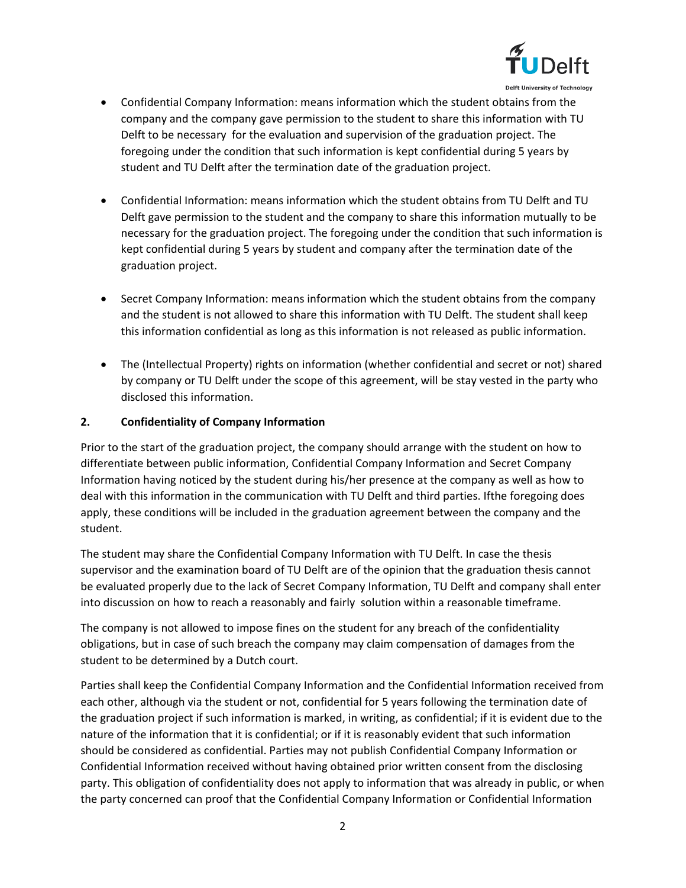- Confidential Company Information: means information which the student obtains from the company and the company gave permission to the student to share this information with TU Delft to be necessary  for the evaluation and supervision of the graduation project. The foregoing under the condition that such information is kept confidential during 5 years by student and TU Delft after the termination date of the graduation project.

- Confidential Information: means information which the student obtains from TU Delft and TU Delft gave permission to the student and the company to share this information mutually to be necessary for the graduation project. The foregoing under the condition that such information is kept confidential during 5 years by student and company after the termination date of the graduation project.

- Secret Company Information: means information which the student obtains from the company and the student is not allowed to share this information with TU Delft. The student shall keep this information confidential as long as this information is not released as public information.

- The (Intellectual Property) rights on information (whether confidential and secret or not) shared by company or TU Delft under the scope of this agreement, will be stay vested in the party who disclosed this information.

**2. Confidentiality of Company Information**

Prior to the start of the graduation project, the company should arrange with the student on how to differentiate between public information, Confidential Company Information and Secret Company Information having noticed by the student during his/her presence at the company as well as how to deal with this information in the communication with TU Delft and third parties. Ifthe foregoing does apply, these conditions will be included in the graduation agreement between the company and the student.

The student may share the Confidential Company Information with TU Delft. In case the thesis supervisor and the examination board of TU Delft are of the opinion that the graduation thesis cannot be evaluated properly due to the lack of Secret Company Information, TU Delft and company shall enter into discussion on how to reach a reasonably and fairly  solution within a reasonable timeframe.

The company is not allowed to impose fines on the student for any breach of the confidentiality obligations, but in case of such breach the company may claim compensation of damages from the student to be determined by a Dutch court.

Parties shall keep the Confidential Company Information and the Confidential Information received from each other, although via the student or not, confidential for 5 years following the termination date of the graduation project if such information is marked, in writing, as confidential; if it is evident due to the nature of the information that it is confidential; or if it is reasonably evident that such information should be considered as confidential. Parties may not publish Confidential Company Information or Confidential Information received without having obtained prior written consent from the disclosing party. This obligation of confidentiality does not apply to information that was already in public, or when the party concerned can proof that the Confidential Company Information or Confidential Information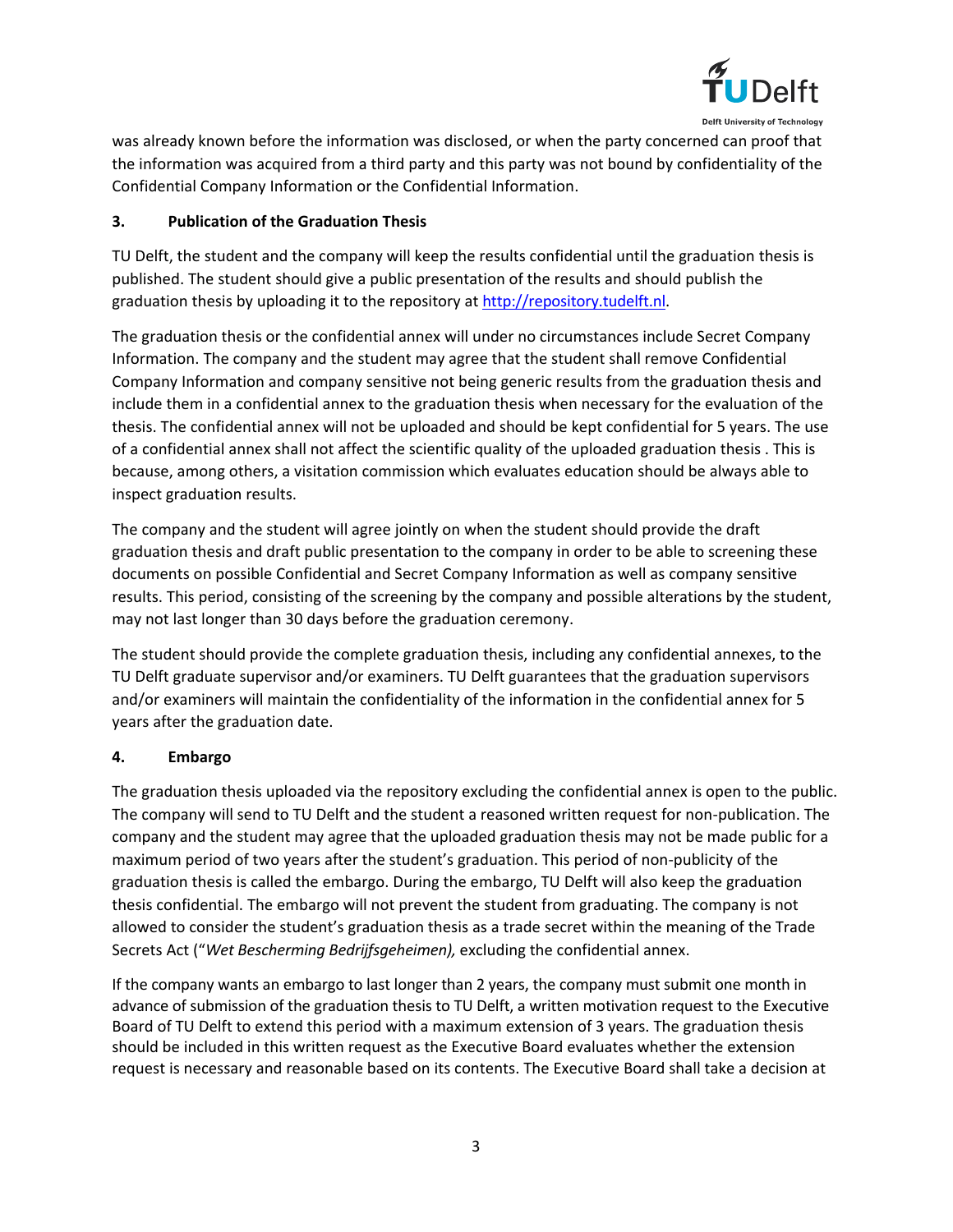was already known before the information was disclosed, or when the party concerned can proof that the information was acquired from a third party and this party was not bound by confidentiality of the Confidential Company Information or the Confidential Information.

**3. Publication of the Graduation Thesis**

TU Delft, the student and the company will keep the results confidential until the graduation thesis is published. The student should give a public presentation of the results and should publish the graduation thesis by uploading it to the repository at [http://repository.tudelft.nl](http://repository.tudelft.nl).

The graduation thesis or the confidential annex will under no circumstances include Secret Company Information. The company and the student may agree that the student shall remove Confidential Company Information and company sensitive not being generic results from the graduation thesis and include them in a confidential annex to the graduation thesis when necessary for the evaluation of the thesis. The confidential annex will not be uploaded and should be kept confidential for 5 years. The use of a confidential annex shall not affect the scientific quality of the uploaded graduation thesis . This is because, among others, a visitation commission which evaluates education should be always able to inspect graduation results.

The company and the student will agree jointly on when the student should provide the draft graduation thesis and draft public presentation to the company in order to be able to screening these documents on possible Confidential and Secret Company Information as well as company sensitive results. This period, consisting of the screening by the company and possible alterations by the student, may not last longer than 30 days before the graduation ceremony.

The student should provide the complete graduation thesis, including any confidential annexes, to the TU Delft graduate supervisor and/or examiners. TU Delft guarantees that the graduation supervisors and/or examiners will maintain the confidentiality of the information in the confidential annex for 5 years after the graduation date.

**4. Embargo**

The graduation thesis uploaded via the repository excluding the confidential annex is open to the public. The company will send to TU Delft and the student a reasoned written request for non-publication. The company and the student may agree that the uploaded graduation thesis may not be made public for a maximum period of two years after the student's graduation. This period of non-publicity of the graduation thesis is called the embargo. During the embargo, TU Delft will also keep the graduation thesis confidential. The embargo will not prevent the student from graduating. The company is not allowed to consider the student's graduation thesis as a trade secret within the meaning of the Trade Secrets Act ("*Wet Bescherming Bedrijfsgeheimen),* excluding the confidential annex.

If the company wants an embargo to last longer than 2 years, the company must submit one month in advance of submission of the graduation thesis to TU Delft, a written motivation request to the Executive Board of TU Delft to extend this period with a maximum extension of 3 years. The graduation thesis should be included in this written request as the Executive Board evaluates whether the extension request is necessary and reasonable based on its contents. The Executive Board shall take a decision at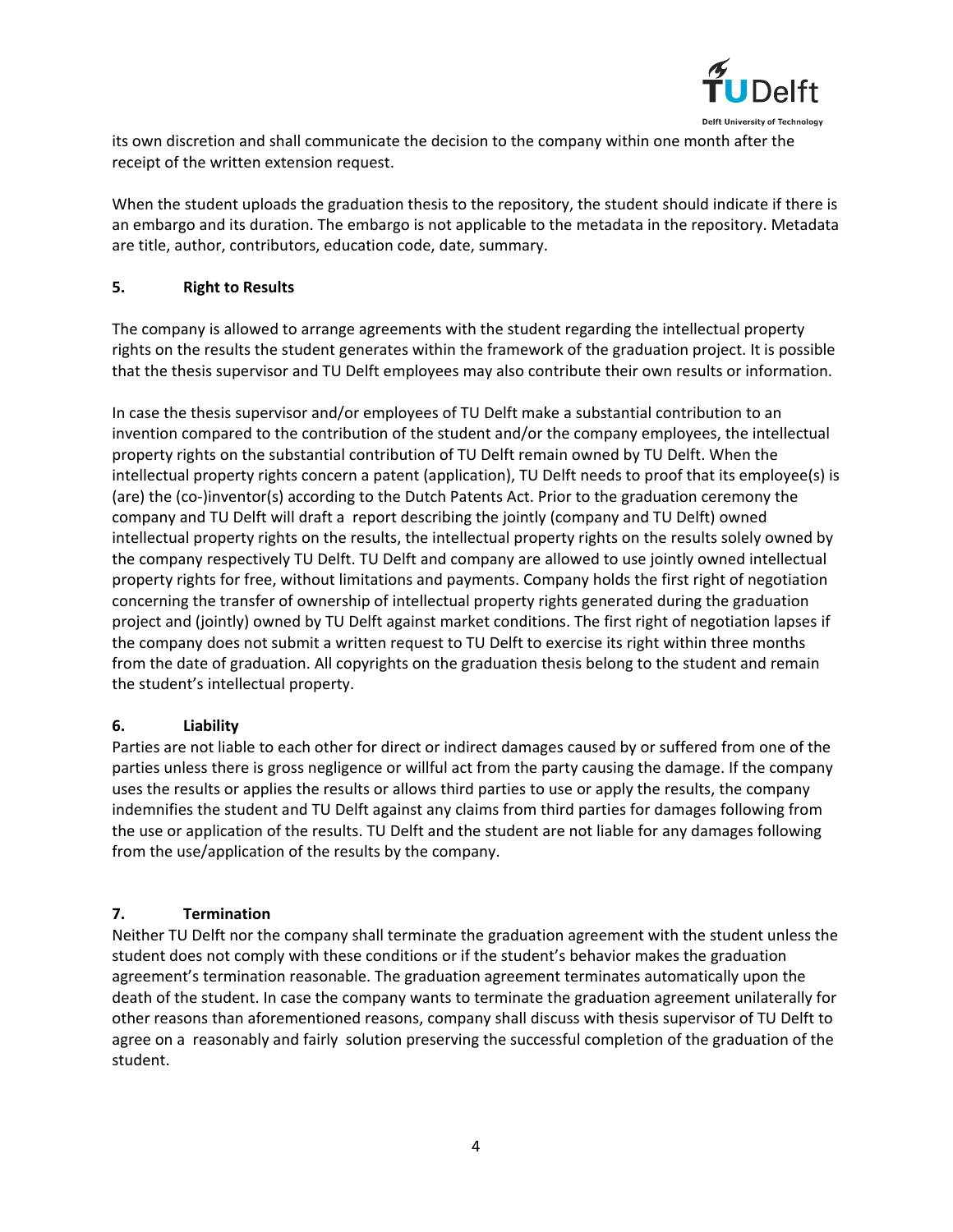its own discretion and shall communicate the decision to the company within one month after the receipt of the written extension request.

When the student uploads the graduation thesis to the repository, the student should indicate if there is an embargo and its duration. The embargo is not applicable to the metadata in the repository. Metadata are title, author, contributors, education code, date, summary.

## 5. Right to Results

The company is allowed to arrange agreements with the student regarding the intellectual property rights on the results the student generates within the framework of the graduation project. It is possible that the thesis supervisor and TU Delft employees may also contribute their own results or information.

In case the thesis supervisor and/or employees of TU Delft make a substantial contribution to an invention compared to the contribution of the student and/or the company employees, the intellectual property rights on the substantial contribution of TU Delft remain owned by TU Delft. When the intellectual property rights concern a patent (application), TU Delft needs to proof that its employee(s) is (are) the (co-)inventor(s) according to the Dutch Patents Act. Prior to the graduation ceremony the company and TU Delft will draft a report describing the jointly (company and TU Delft) owned intellectual property rights on the results, the intellectual property rights on the results solely owned by the company respectively TU Delft. TU Delft and company are allowed to use jointly owned intellectual property rights for free, without limitations and payments. Company holds the first right of negotiation concerning the transfer of ownership of intellectual property rights generated during the graduation project and (jointly) owned by TU Delft against market conditions. The first right of negotiation lapses if the company does not submit a written request to TU Delft to exercise its right within three months from the date of graduation. All copyrights on the graduation thesis belong to the student and remain the student's intellectual property.

## 6. Liability

Parties are not liable to each other for direct or indirect damages caused by or suffered from one of the parties unless there is gross negligence or willful act from the party causing the damage. If the company uses the results or applies the results or allows third parties to use or apply the results, the company indemnifies the student and TU Delft against any claims from third parties for damages following from the use or application of the results. TU Delft and the student are not liable for any damages following from the use/application of the results by the company.

## 7. Termination

Neither TU Delft nor the company shall terminate the graduation agreement with the student unless the student does not comply with these conditions or if the student's behavior makes the graduation agreement's termination reasonable. The graduation agreement terminates automatically upon the death of the student. In case the company wants to terminate the graduation agreement unilaterally for other reasons than aforementioned reasons, company shall discuss with thesis supervisor of TU Delft to agree on a reasonably and fairly solution preserving the successful completion of the graduation of the student.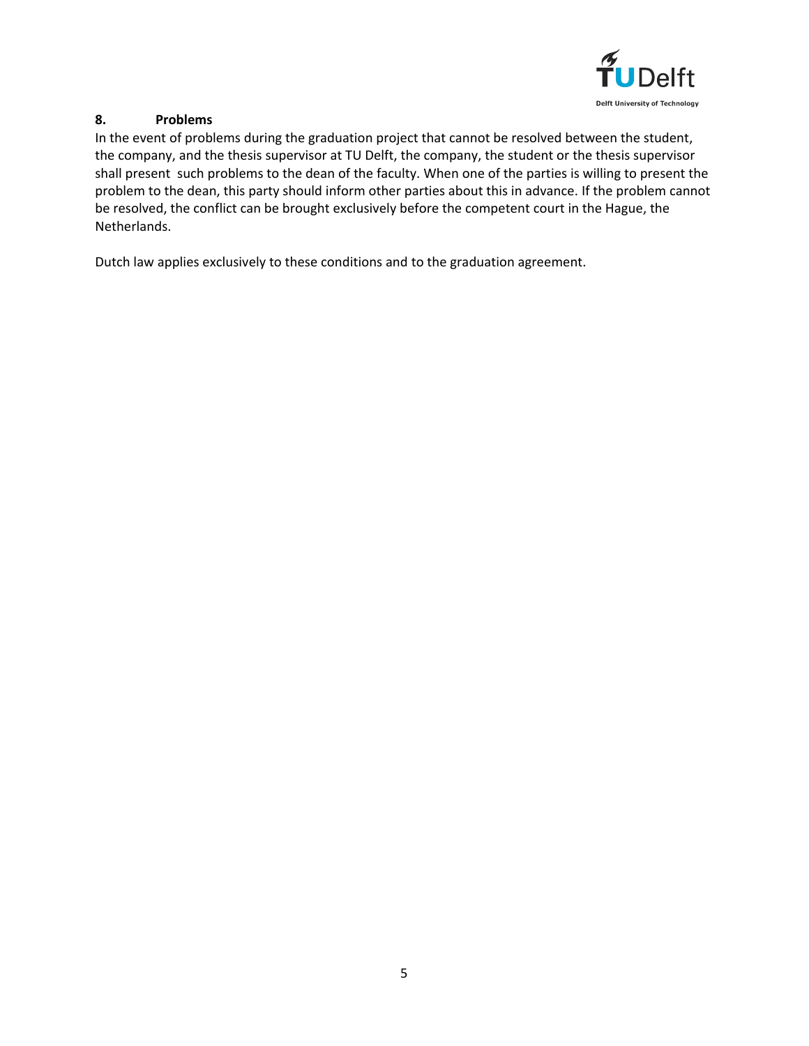## 8. Problems

In the event of problems during the graduation project that cannot be resolved between the student, the company, and the thesis supervisor at TU Delft, the company, the student or the thesis supervisor shall present such problems to the dean of the faculty. When one of the parties is willing to present the problem to the dean, this party should inform other parties about this in advance. If the problem cannot be resolved, the conflict can be brought exclusively before the competent court in the Hague, the Netherlands.

Dutch law applies exclusively to these conditions and to the graduation agreement.